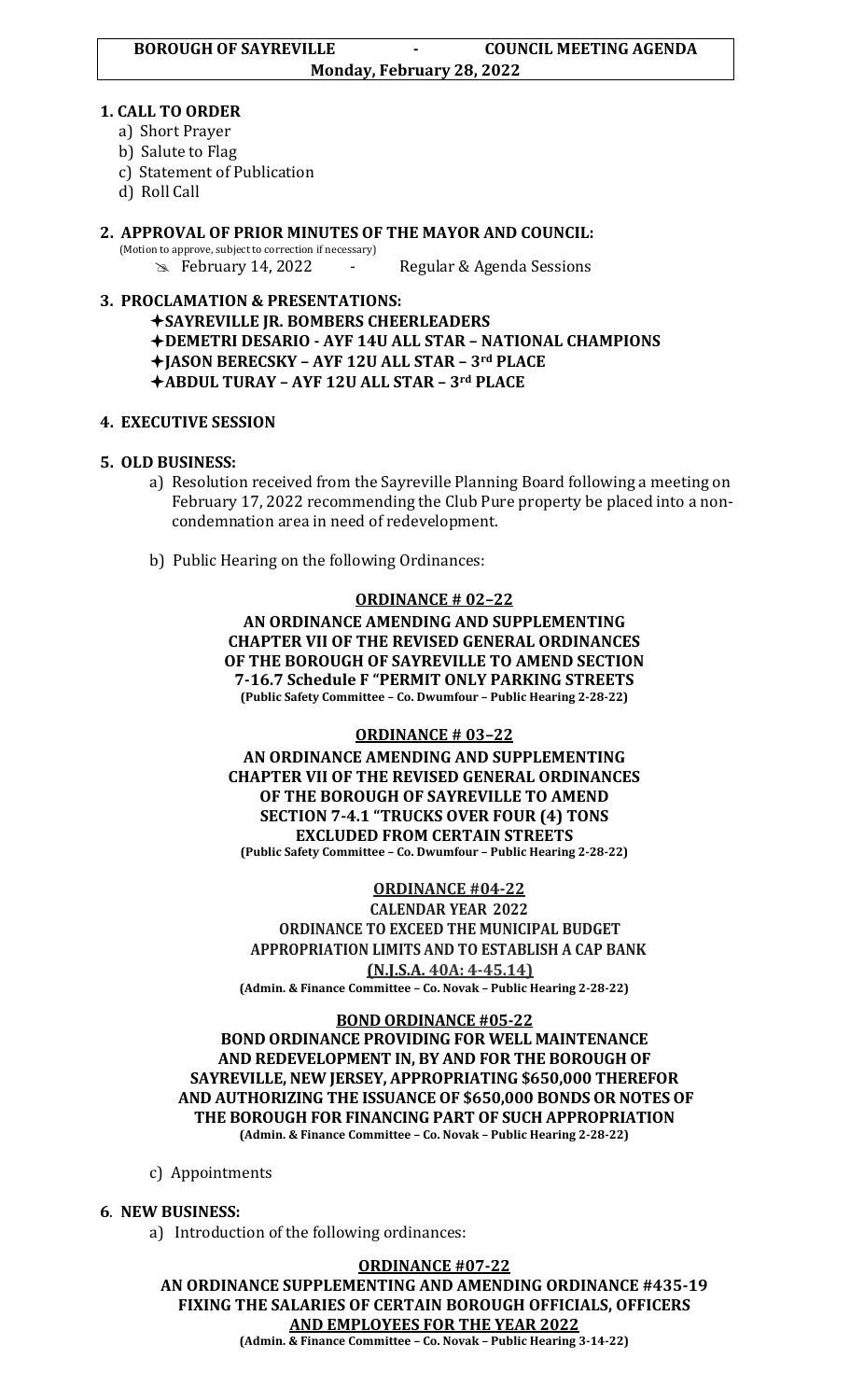# BOROUGH OF SAYREVILLE - COUNCIL MEETING AGENDA

**Monday, February 28, 2022**

## 1. CALL TO ORDER

a) Short Prayer
b) Salute to Flag
c) Statement of Publication
d) Roll Call

## 2. APPROVAL OF PRIOR MINUTES OF THE MAYOR AND COUNCIL:

(Motion to approve, subject to correction if necessary)

- February 14, 2022 - Regular & Agenda Sessions

## 3. PROCLAMATION & PRESENTATIONS:

- **SAYREVILLE JR. BOMBERS CHEERLEADERS**
- **DEMETRI DESARIO - AYF 14U ALL STAR – NATIONAL CHAMPIONS**
- **JASON BERECSKY – AYF 12U ALL STAR – 3rd PLACE**
- **ABDUL TURAY – AYF 12U ALL STAR – 3rd PLACE**

## 4. EXECUTIVE SESSION

## 5. OLD BUSINESS:

a) Resolution received from the Sayreville Planning Board following a meeting on February 17, 2022 recommending the Club Pure property be placed into a non-condemnation area in need of redevelopment.

b) Public Hearing on the following Ordinances:

**ORDINANCE # 02–22**

**AN ORDINANCE AMENDING AND SUPPLEMENTING CHAPTER VII OF THE REVISED GENERAL ORDINANCES OF THE BOROUGH OF SAYREVILLE TO AMEND SECTION 7-16.7 Schedule F "PERMIT ONLY PARKING STREETS**
**(Public Safety Committee – Co. Dwumfour – Public Hearing 2-28-22)**

**ORDINANCE # 03–22**

**AN ORDINANCE AMENDING AND SUPPLEMENTING CHAPTER VII OF THE REVISED GENERAL ORDINANCES OF THE BOROUGH OF SAYREVILLE TO AMEND SECTION 7-4.1 "TRUCKS OVER FOUR (4) TONS EXCLUDED FROM CERTAIN STREETS**
**(Public Safety Committee – Co. Dwumfour – Public Hearing 2-28-22)**

**ORDINANCE #04-22**

**CALENDAR YEAR 2022**
**ORDINANCE TO EXCEED THE MUNICIPAL BUDGET APPROPRIATION LIMITS AND TO ESTABLISH A CAP BANK**
**(N.J.S.A. 40A: 4-45.14)**
**(Admin. & Finance Committee – Co. Novak – Public Hearing 2-28-22)**

**BOND ORDINANCE #05-22**

**BOND ORDINANCE PROVIDING FOR WELL MAINTENANCE AND REDEVELOPMENT IN, BY AND FOR THE BOROUGH OF SAYREVILLE, NEW JERSEY, APPROPRIATING $650,000 THEREFOR AND AUTHORIZING THE ISSUANCE OF $650,000 BONDS OR NOTES OF THE BOROUGH FOR FINANCING PART OF SUCH APPROPRIATION**
**(Admin. & Finance Committee – Co. Novak – Public Hearing 2-28-22)**

c) Appointments

## 6. NEW BUSINESS:

a) Introduction of the following ordinances:

**ORDINANCE #07-22**

**AN ORDINANCE SUPPLEMENTING AND AMENDING ORDINANCE #435-19 FIXING THE SALARIES OF CERTAIN BOROUGH OFFICIALS, OFFICERS AND EMPLOYEES FOR THE YEAR 2022**
**(Admin. & Finance Committee – Co. Novak – Public Hearing 3-14-22)**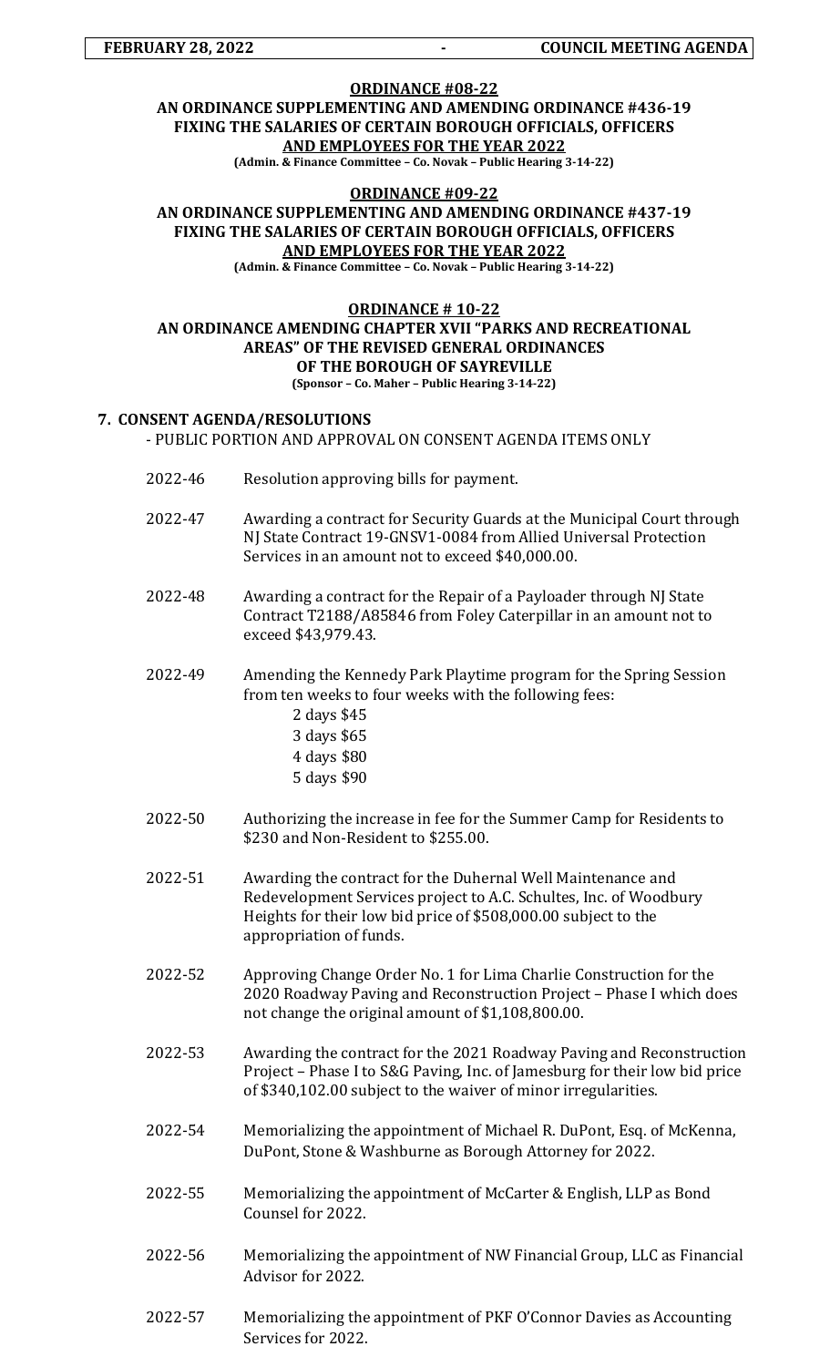**ORDINANCE #08-22**

**AN ORDINANCE SUPPLEMENTING AND AMENDING ORDINANCE #436-19 FIXING THE SALARIES OF CERTAIN BOROUGH OFFICIALS, OFFICERS AND EMPLOYEES FOR THE YEAR 2022**

**(Admin. & Finance Committee – Co. Novak – Public Hearing 3-14-22)**

**ORDINANCE #09-22**

**AN ORDINANCE SUPPLEMENTING AND AMENDING ORDINANCE #437-19 FIXING THE SALARIES OF CERTAIN BOROUGH OFFICIALS, OFFICERS AND EMPLOYEES FOR THE YEAR 2022**

**(Admin. & Finance Committee – Co. Novak – Public Hearing 3-14-22)**

**ORDINANCE # 10-22**

**AN ORDINANCE AMENDING CHAPTER XVII "PARKS AND RECREATIONAL AREAS" OF THE REVISED GENERAL ORDINANCES OF THE BOROUGH OF SAYREVILLE**

**(Sponsor – Co. Maher – Public Hearing 3-14-22)**

**7. CONSENT AGENDA/RESOLUTIONS**

- PUBLIC PORTION AND APPROVAL ON CONSENT AGENDA ITEMS ONLY

2022-46 Resolution approving bills for payment.

2022-47 Awarding a contract for Security Guards at the Municipal Court through NJ State Contract 19-GNSV1-0084 from Allied Universal Protection Services in an amount not to exceed $40,000.00.

2022-48 Awarding a contract for the Repair of a Payloader through NJ State Contract T2188/A85846 from Foley Caterpillar in an amount not to exceed $43,979.43.

2022-49 Amending the Kennedy Park Playtime program for the Spring Session from ten weeks to four weeks with the following fees:
- 2 days $45
- 3 days $65
- 4 days $80
- 5 days $90

2022-50 Authorizing the increase in fee for the Summer Camp for Residents to $230 and Non-Resident to $255.00.

2022-51 Awarding the contract for the Duhernal Well Maintenance and Redevelopment Services project to A.C. Schultes, Inc. of Woodbury Heights for their low bid price of $508,000.00 subject to the appropriation of funds.

2022-52 Approving Change Order No. 1 for Lima Charlie Construction for the 2020 Roadway Paving and Reconstruction Project – Phase I which does not change the original amount of $1,108,800.00.

2022-53 Awarding the contract for the 2021 Roadway Paving and Reconstruction Project – Phase I to S&G Paving, Inc. of Jamesburg for their low bid price of $340,102.00 subject to the waiver of minor irregularities.

2022-54 Memorializing the appointment of Michael R. DuPont, Esq. of McKenna, DuPont, Stone & Washburne as Borough Attorney for 2022.

2022-55 Memorializing the appointment of McCarter & English, LLP as Bond Counsel for 2022.

2022-56 Memorializing the appointment of NW Financial Group, LLC as Financial Advisor for 2022.

2022-57 Memorializing the appointment of PKF O'Connor Davies as Accounting Services for 2022.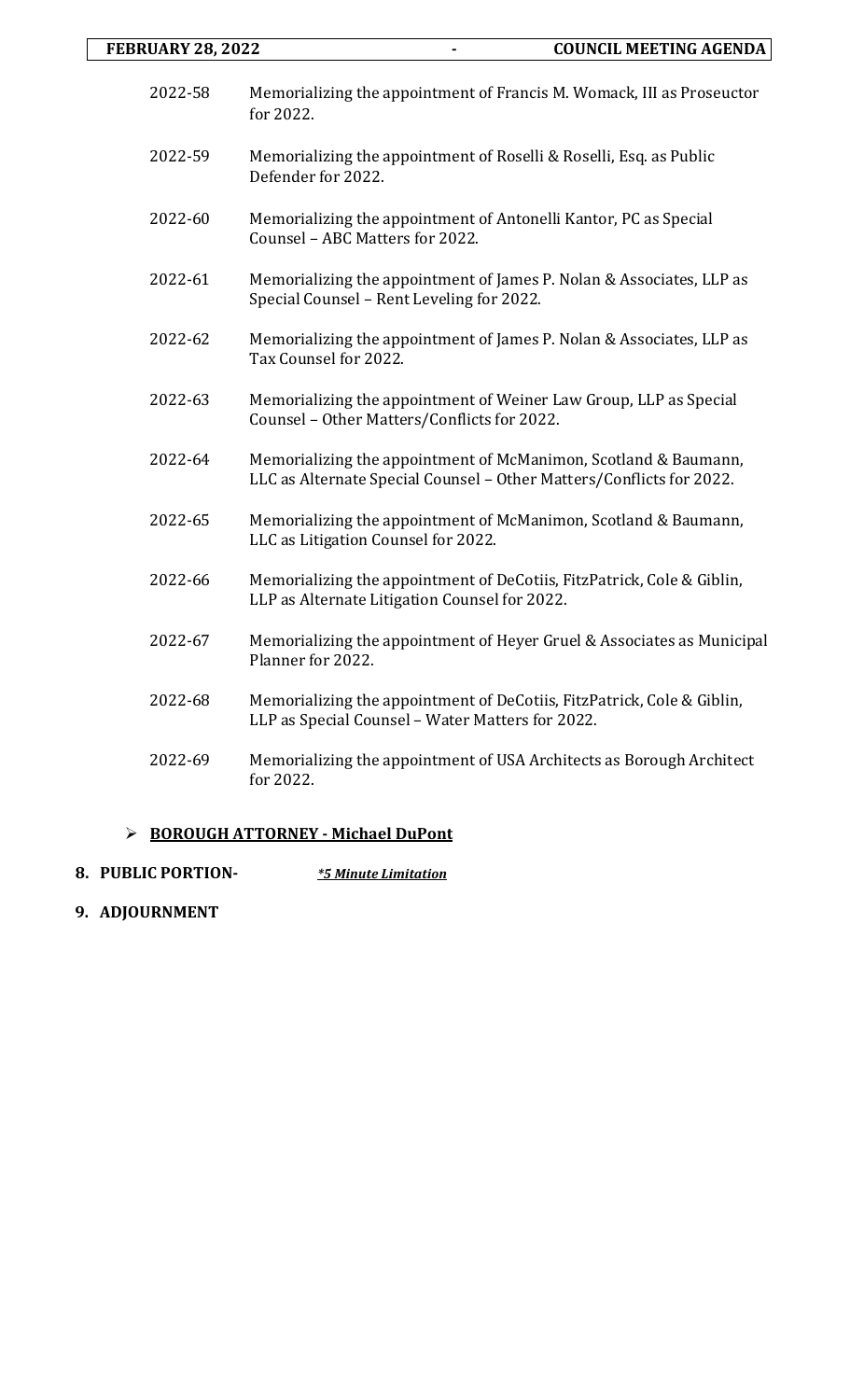| | |
|---|---|
| 2022-58 | Memorializing the appointment of Francis M. Womack, III as Proseuctor for 2022. |
| 2022-59 | Memorializing the appointment of Roselli & Roselli, Esq. as Public Defender for 2022. |
| 2022-60 | Memorializing the appointment of Antonelli Kantor, PC as Special Counsel – ABC Matters for 2022. |
| 2022-61 | Memorializing the appointment of James P. Nolan & Associates, LLP as Special Counsel – Rent Leveling for 2022. |
| 2022-62 | Memorializing the appointment of James P. Nolan & Associates, LLP as Tax Counsel for 2022. |
| 2022-63 | Memorializing the appointment of Weiner Law Group, LLP as Special Counsel – Other Matters/Conflicts for 2022. |
| 2022-64 | Memorializing the appointment of McManimon, Scotland & Baumann, LLC as Alternate Special Counsel – Other Matters/Conflicts for 2022. |
| 2022-65 | Memorializing the appointment of McManimon, Scotland & Baumann, LLC as Litigation Counsel for 2022. |
| 2022-66 | Memorializing the appointment of DeCotiis, FitzPatrick, Cole & Giblin, LLP as Alternate Litigation Counsel for 2022. |
| 2022-67 | Memorializing the appointment of Heyer Gruel & Associates as Municipal Planner for 2022. |
| 2022-68 | Memorializing the appointment of DeCotiis, FitzPatrick, Cole & Giblin, LLP as Special Counsel – Water Matters for 2022. |
| 2022-69 | Memorializing the appointment of USA Architects as Borough Architect for 2022. |

- **BOROUGH ATTORNEY - Michael DuPont**

**8. PUBLIC PORTION-** ***5 Minute Limitation***

**9. ADJOURNMENT**